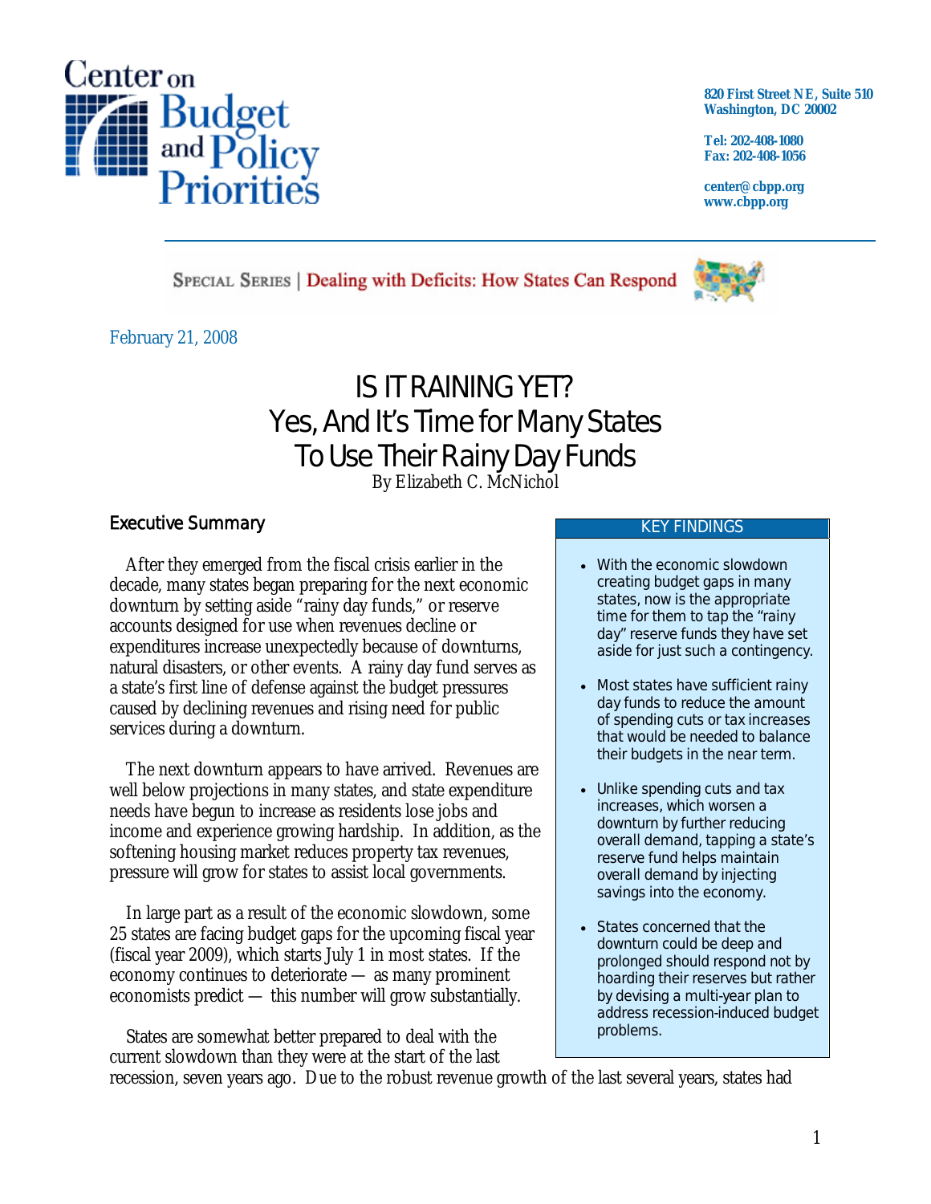Center on Budget and Policy Priorities

820 First Street NE, Suite 510
Washington, DC 20002

Tel: 202-408-1080
Fax: 202-408-1056

center@cbpp.org
www.cbpp.org

SPECIAL SERIES | Dealing with Deficits: How States Can Respond

February 21, 2008

# IS IT RAINING YET?
# Yes, And It's Time for Many States To Use Their Rainy Day Funds

By Elizabeth C. McNichol

## Executive Summary

> **KEY FINDINGS**
>
> - With the economic slowdown creating budget gaps in many states, now is the appropriate time for them to tap the "rainy day" reserve funds they have set aside for just such a contingency.
> - Most states have sufficient rainy day funds to reduce the amount of spending cuts or tax increases that would be needed to balance their budgets in the near term.
> - Unlike spending cuts and tax increases, which worsen a downturn by further reducing overall demand, tapping a state's reserve fund helps maintain overall demand by injecting savings into the economy.
> - States concerned that the downturn could be deep and prolonged should respond not by hoarding their reserves but rather by devising a multi-year plan to address recession-induced budget problems.

After they emerged from the fiscal crisis earlier in the decade, many states began preparing for the next economic downturn by setting aside "rainy day funds," or reserve accounts designed for use when revenues decline or expenditures increase unexpectedly because of downturns, natural disasters, or other events. A rainy day fund serves as a state's first line of defense against the budget pressures caused by declining revenues and rising need for public services during a downturn.

The next downturn appears to have arrived. Revenues are well below projections in many states, and state expenditure needs have begun to increase as residents lose jobs and income and experience growing hardship. In addition, as the softening housing market reduces property tax revenues, pressure will grow for states to assist local governments.

In large part as a result of the economic slowdown, some 25 states are facing budget gaps for the upcoming fiscal year (fiscal year 2009), which starts July 1 in most states. If the economy continues to deteriorate — as many prominent economists predict — this number will grow substantially.

States are somewhat better prepared to deal with the current slowdown than they were at the start of the last recession, seven years ago. Due to the robust revenue growth of the last several years, states had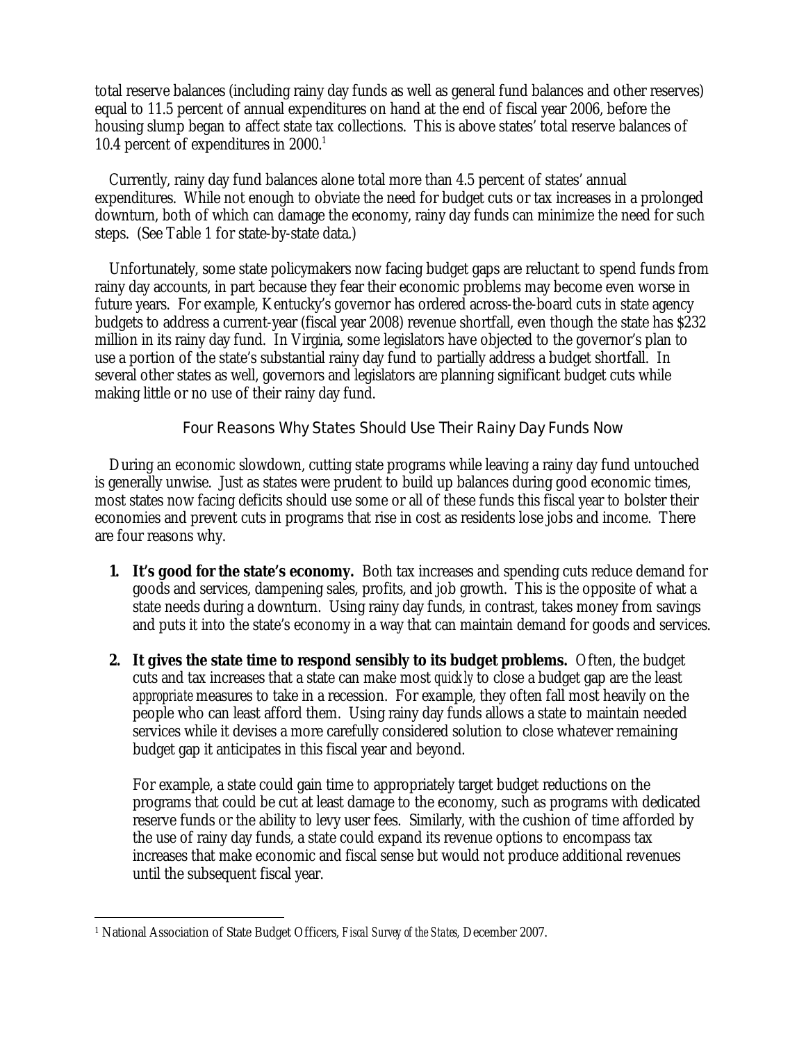total reserve balances (including rainy day funds as well as general fund balances and other reserves) equal to 11.5 percent of annual expenditures on hand at the end of fiscal year 2006, before the housing slump began to affect state tax collections. This is above states' total reserve balances of 10.4 percent of expenditures in 2000.[1]

Currently, rainy day fund balances alone total more than 4.5 percent of states' annual expenditures. While not enough to obviate the need for budget cuts or tax increases in a prolonged downturn, both of which can damage the economy, rainy day funds can minimize the need for such steps. (See Table 1 for state-by-state data.)

Unfortunately, some state policymakers now facing budget gaps are reluctant to spend funds from rainy day accounts, in part because they fear their economic problems may become even worse in future years. For example, Kentucky's governor has ordered across-the-board cuts in state agency budgets to address a current-year (fiscal year 2008) revenue shortfall, even though the state has $232 million in its rainy day fund. In Virginia, some legislators have objected to the governor's plan to use a portion of the state's substantial rainy day fund to partially address a budget shortfall. In several other states as well, governors and legislators are planning significant budget cuts while making little or no use of their rainy day fund.

## Four Reasons Why States Should Use Their Rainy Day Funds Now

During an economic slowdown, cutting state programs while leaving a rainy day fund untouched is generally unwise. Just as states were prudent to build up balances during good economic times, most states now facing deficits should use some or all of these funds this fiscal year to bolster their economies and prevent cuts in programs that rise in cost as residents lose jobs and income. There are four reasons why.

1. **It's good for the state's economy.** Both tax increases and spending cuts reduce demand for goods and services, dampening sales, profits, and job growth. This is the opposite of what a state needs during a downturn. Using rainy day funds, in contrast, takes money from savings and puts it into the state's economy in a way that can maintain demand for goods and services.

2. **It gives the state time to respond sensibly to its budget problems.** Often, the budget cuts and tax increases that a state can make most *quickly* to close a budget gap are the least *appropriate* measures to take in a recession. For example, they often fall most heavily on the people who can least afford them. Using rainy day funds allows a state to maintain needed services while it devises a more carefully considered solution to close whatever remaining budget gap it anticipates in this fiscal year and beyond.

   For example, a state could gain time to appropriately target budget reductions on the programs that could be cut at least damage to the economy, such as programs with dedicated reserve funds or the ability to levy user fees. Similarly, with the cushion of time afforded by the use of rainy day funds, a state could expand its revenue options to encompass tax increases that make economic and fiscal sense but would not produce additional revenues until the subsequent fiscal year.

---

[1] National Association of State Budget Officers, *Fiscal Survey of the States*, December 2007.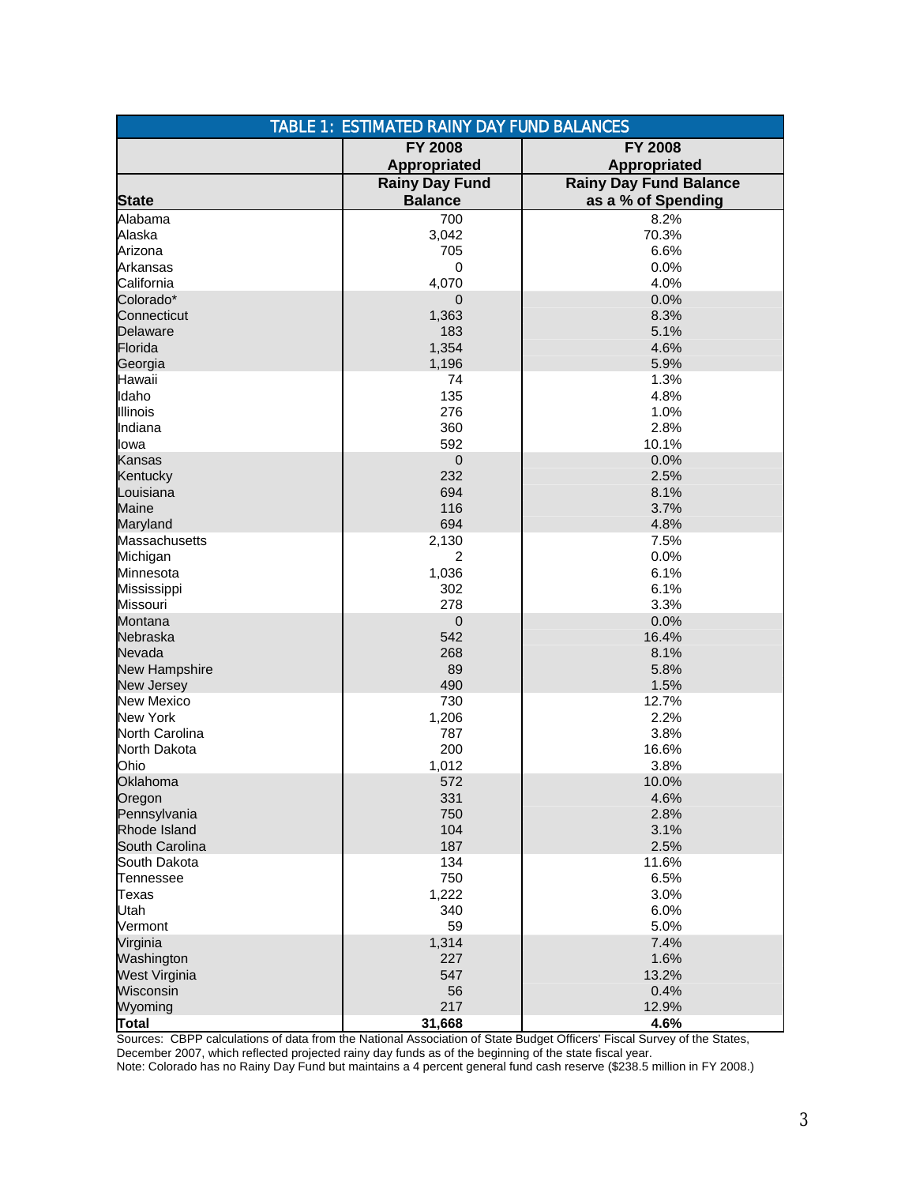| TABLE 1: ESTIMATED RAINY DAY FUND BALANCES | | |
|---|---|---|
| | FY 2008 Appropriated | FY 2008 Appropriated |
| **State** | **Rainy Day Fund Balance** | **Rainy Day Fund Balance as a % of Spending** |
| Alabama | 700 | 8.2% |
| Alaska | 3,042 | 70.3% |
| Arizona | 705 | 6.6% |
| Arkansas | 0 | 0.0% |
| California | 4,070 | 4.0% |
| Colorado* | 0 | 0.0% |
| Connecticut | 1,363 | 8.3% |
| Delaware | 183 | 5.1% |
| Florida | 1,354 | 4.6% |
| Georgia | 1,196 | 5.9% |
| Hawaii | 74 | 1.3% |
| Idaho | 135 | 4.8% |
| Illinois | 276 | 1.0% |
| Indiana | 360 | 2.8% |
| Iowa | 592 | 10.1% |
| Kansas | 0 | 0.0% |
| Kentucky | 232 | 2.5% |
| Louisiana | 694 | 8.1% |
| Maine | 116 | 3.7% |
| Maryland | 694 | 4.8% |
| Massachusetts | 2,130 | 7.5% |
| Michigan | 2 | 0.0% |
| Minnesota | 1,036 | 6.1% |
| Mississippi | 302 | 6.1% |
| Missouri | 278 | 3.3% |
| Montana | 0 | 0.0% |
| Nebraska | 542 | 16.4% |
| Nevada | 268 | 8.1% |
| New Hampshire | 89 | 5.8% |
| New Jersey | 490 | 1.5% |
| New Mexico | 730 | 12.7% |
| New York | 1,206 | 2.2% |
| North Carolina | 787 | 3.8% |
| North Dakota | 200 | 16.6% |
| Ohio | 1,012 | 3.8% |
| Oklahoma | 572 | 10.0% |
| Oregon | 331 | 4.6% |
| Pennsylvania | 750 | 2.8% |
| Rhode Island | 104 | 3.1% |
| South Carolina | 187 | 2.5% |
| South Dakota | 134 | 11.6% |
| Tennessee | 750 | 6.5% |
| Texas | 1,222 | 3.0% |
| Utah | 340 | 6.0% |
| Vermont | 59 | 5.0% |
| Virginia | 1,314 | 7.4% |
| Washington | 227 | 1.6% |
| West Virginia | 547 | 13.2% |
| Wisconsin | 56 | 0.4% |
| Wyoming | 217 | 12.9% |
| **Total** | **31,668** | **4.6%** |

Sources: CBPP calculations of data from the National Association of State Budget Officers' Fiscal Survey of the States, December 2007, which reflected projected rainy day funds as of the beginning of the state fiscal year.
Note: Colorado has no Rainy Day Fund but maintains a 4 percent general fund cash reserve ($238.5 million in FY 2008.)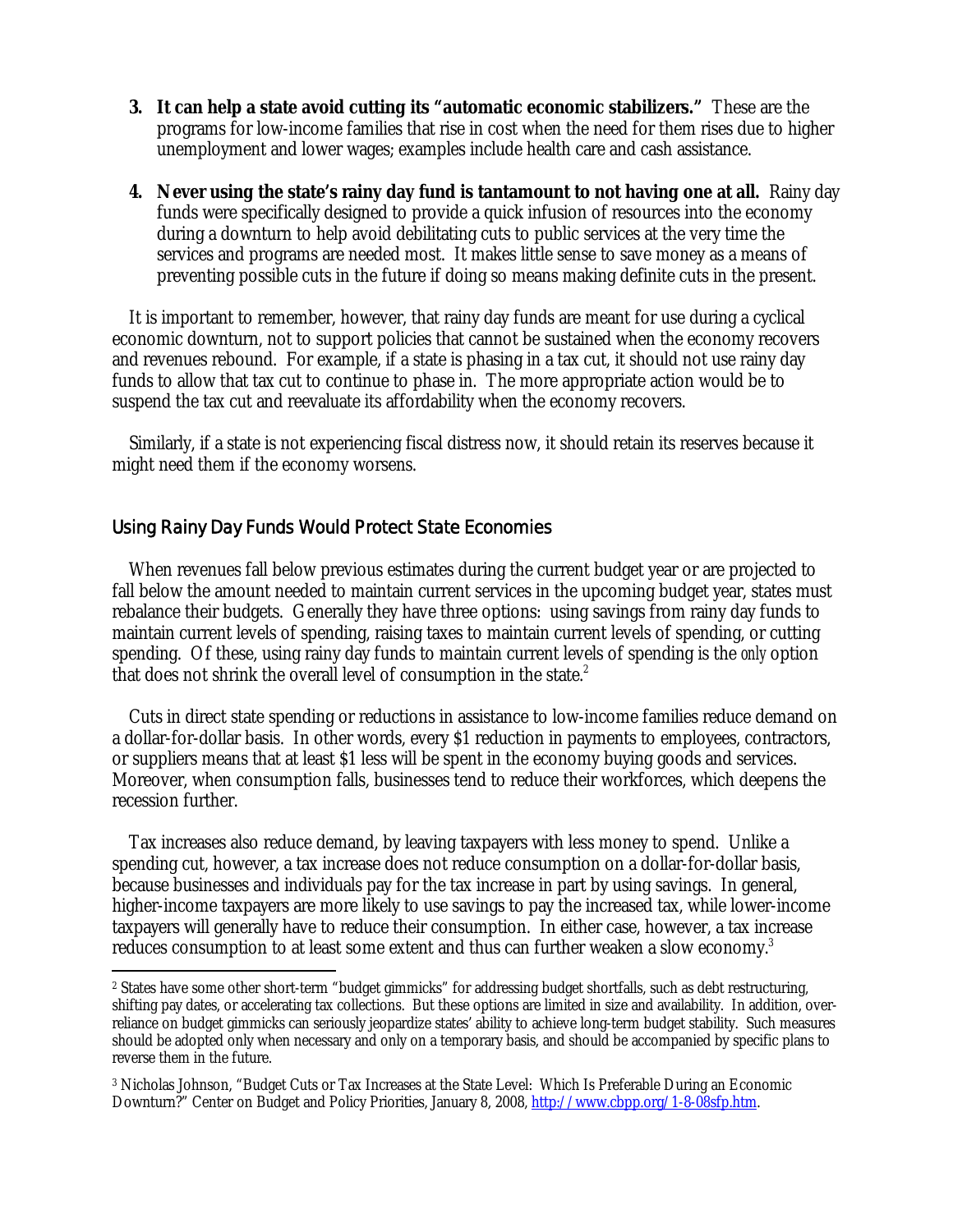3. **It can help a state avoid cutting its "automatic economic stabilizers."** These are the programs for low-income families that rise in cost when the need for them rises due to higher unemployment and lower wages; examples include health care and cash assistance.

4. **Never using the state's rainy day fund is tantamount to not having one at all.** Rainy day funds were specifically designed to provide a quick infusion of resources into the economy during a downturn to help avoid debilitating cuts to public services at the very time the services and programs are needed most. It makes little sense to save money as a means of preventing possible cuts in the future if doing so means making definite cuts in the present.

It is important to remember, however, that rainy day funds are meant for use during a cyclical economic downturn, not to support policies that cannot be sustained when the economy recovers and revenues rebound. For example, if a state is phasing in a tax cut, it should not use rainy day funds to allow that tax cut to continue to phase in. The more appropriate action would be to suspend the tax cut and reevaluate its affordability when the economy recovers.

Similarly, if a state is not experiencing fiscal distress now, it should retain its reserves because it might need them if the economy worsens.

## Using Rainy Day Funds Would Protect State Economies

When revenues fall below previous estimates during the current budget year or are projected to fall below the amount needed to maintain current services in the upcoming budget year, states must rebalance their budgets. Generally they have three options: using savings from rainy day funds to maintain current levels of spending, raising taxes to maintain current levels of spending, or cutting spending. Of these, using rainy day funds to maintain current levels of spending is the *only* option that does not shrink the overall level of consumption in the state.[2]

Cuts in direct state spending or reductions in assistance to low-income families reduce demand on a dollar-for-dollar basis. In other words, every $1 reduction in payments to employees, contractors, or suppliers means that at least $1 less will be spent in the economy buying goods and services. Moreover, when consumption falls, businesses tend to reduce their workforces, which deepens the recession further.

Tax increases also reduce demand, by leaving taxpayers with less money to spend. Unlike a spending cut, however, a tax increase does not reduce consumption on a dollar-for-dollar basis, because businesses and individuals pay for the tax increase in part by using savings. In general, higher-income taxpayers are more likely to use savings to pay the increased tax, while lower-income taxpayers will generally have to reduce their consumption. In either case, however, a tax increase reduces consumption to at least some extent and thus can further weaken a slow economy.[3]

---

[2] States have some other short-term "budget gimmicks" for addressing budget shortfalls, such as debt restructuring, shifting pay dates, or accelerating tax collections. But these options are limited in size and availability. In addition, over-reliance on budget gimmicks can seriously jeopardize states' ability to achieve long-term budget stability. Such measures should be adopted only when necessary and only on a temporary basis, and should be accompanied by specific plans to reverse them in the future.

[3] Nicholas Johnson, "Budget Cuts or Tax Increases at the State Level: Which Is Preferable During an Economic Downturn?" Center on Budget and Policy Priorities, January 8, 2008, http://www.cbpp.org/1-8-08sfp.htm.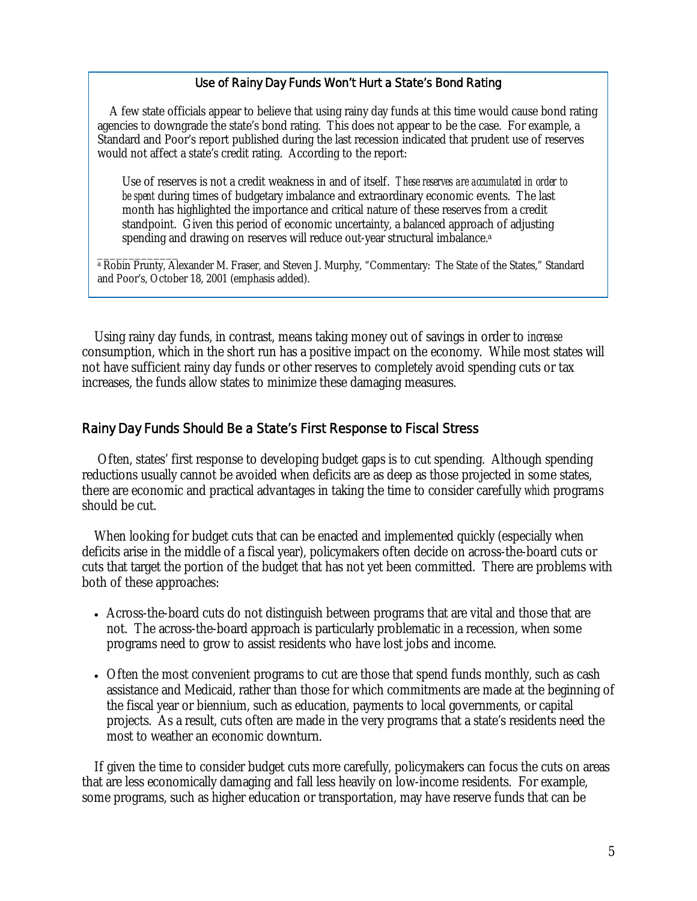### Use of Rainy Day Funds Won't Hurt a State's Bond Rating

A few state officials appear to believe that using rainy day funds at this time would cause bond rating agencies to downgrade the state's bond rating. This does not appear to be the case. For example, a Standard and Poor's report published during the last recession indicated that prudent use of reserves would not affect a state's credit rating. According to the report:

> Use of reserves is not a credit weakness in and of itself. *These reserves are accumulated in order to be spent* during times of budgetary imbalance and extraordinary economic events. The last month has highlighted the importance and critical nature of these reserves from a credit standpoint. Given this period of economic uncertainty, a balanced approach of adjusting spending and drawing on reserves will reduce out-year structural imbalance.[a]

[a] Robin Prunty, Alexander M. Fraser, and Steven J. Murphy, "Commentary: The State of the States," Standard and Poor's, October 18, 2001 (emphasis added).

Using rainy day funds, in contrast, means taking money out of savings in order to *increase* consumption, which in the short run has a positive impact on the economy. While most states will not have sufficient rainy day funds or other reserves to completely avoid spending cuts or tax increases, the funds allow states to minimize these damaging measures.

## Rainy Day Funds Should Be a State's First Response to Fiscal Stress

Often, states' first response to developing budget gaps is to cut spending. Although spending reductions usually cannot be avoided when deficits are as deep as those projected in some states, there are economic and practical advantages in taking the time to consider carefully *which* programs should be cut.

When looking for budget cuts that can be enacted and implemented quickly (especially when deficits arise in the middle of a fiscal year), policymakers often decide on across-the-board cuts or cuts that target the portion of the budget that has not yet been committed. There are problems with both of these approaches:

- Across-the-board cuts do not distinguish between programs that are vital and those that are not. The across-the-board approach is particularly problematic in a recession, when some programs need to grow to assist residents who have lost jobs and income.
- Often the most convenient programs to cut are those that spend funds monthly, such as cash assistance and Medicaid, rather than those for which commitments are made at the beginning of the fiscal year or biennium, such as education, payments to local governments, or capital projects. As a result, cuts often are made in the very programs that a state's residents need the most to weather an economic downturn.

If given the time to consider budget cuts more carefully, policymakers can focus the cuts on areas that are less economically damaging and fall less heavily on low-income residents. For example, some programs, such as higher education or transportation, may have reserve funds that can be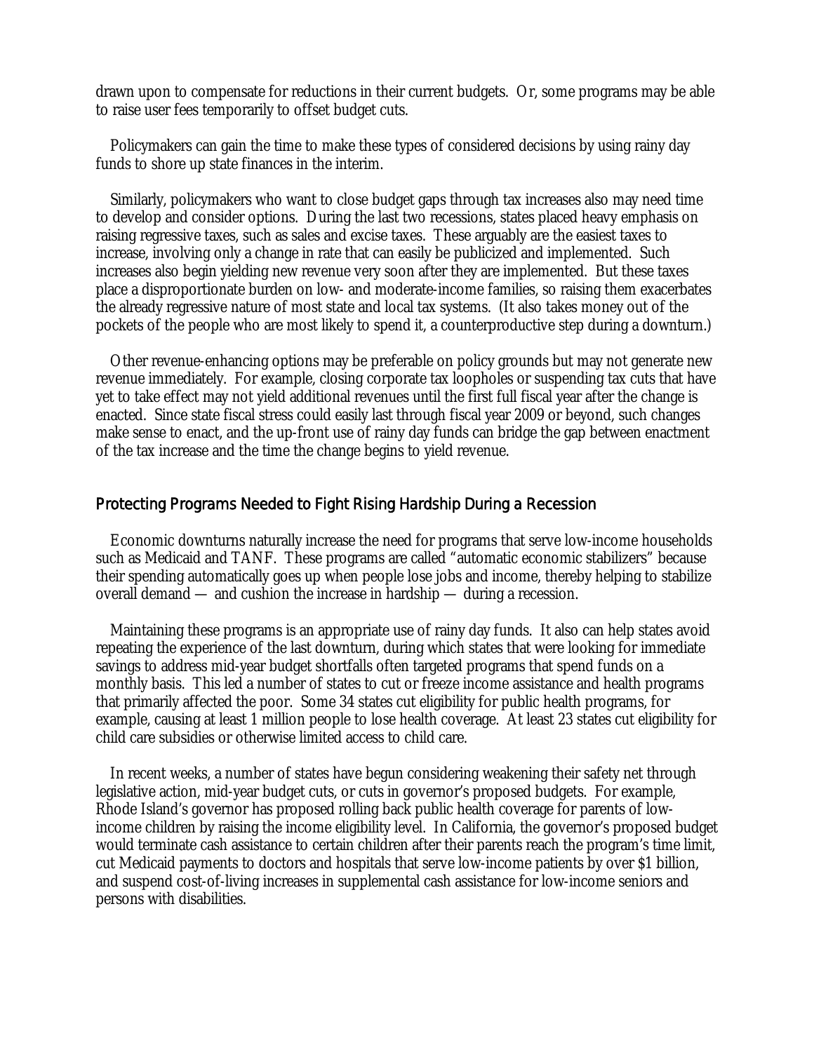drawn upon to compensate for reductions in their current budgets. Or, some programs may be able to raise user fees temporarily to offset budget cuts.

Policymakers can gain the time to make these types of considered decisions by using rainy day funds to shore up state finances in the interim.

Similarly, policymakers who want to close budget gaps through tax increases also may need time to develop and consider options. During the last two recessions, states placed heavy emphasis on raising regressive taxes, such as sales and excise taxes. These arguably are the easiest taxes to increase, involving only a change in rate that can easily be publicized and implemented. Such increases also begin yielding new revenue very soon after they are implemented. But these taxes place a disproportionate burden on low- and moderate-income families, so raising them exacerbates the already regressive nature of most state and local tax systems. (It also takes money out of the pockets of the people who are most likely to spend it, a counterproductive step during a downturn.)

Other revenue-enhancing options may be preferable on policy grounds but may not generate new revenue immediately. For example, closing corporate tax loopholes or suspending tax cuts that have yet to take effect may not yield additional revenues until the first full fiscal year after the change is enacted. Since state fiscal stress could easily last through fiscal year 2009 or beyond, such changes make sense to enact, and the up-front use of rainy day funds can bridge the gap between enactment of the tax increase and the time the change begins to yield revenue.

## Protecting Programs Needed to Fight Rising Hardship During a Recession

Economic downturns naturally increase the need for programs that serve low-income households such as Medicaid and TANF. These programs are called "automatic economic stabilizers" because their spending automatically goes up when people lose jobs and income, thereby helping to stabilize overall demand — and cushion the increase in hardship — during a recession.

Maintaining these programs is an appropriate use of rainy day funds. It also can help states avoid repeating the experience of the last downturn, during which states that were looking for immediate savings to address mid-year budget shortfalls often targeted programs that spend funds on a monthly basis. This led a number of states to cut or freeze income assistance and health programs that primarily affected the poor. Some 34 states cut eligibility for public health programs, for example, causing at least 1 million people to lose health coverage. At least 23 states cut eligibility for child care subsidies or otherwise limited access to child care.

In recent weeks, a number of states have begun considering weakening their safety net through legislative action, mid-year budget cuts, or cuts in governor's proposed budgets. For example, Rhode Island's governor has proposed rolling back public health coverage for parents of low-income children by raising the income eligibility level. In California, the governor's proposed budget would terminate cash assistance to certain children after their parents reach the program's time limit, cut Medicaid payments to doctors and hospitals that serve low-income patients by over $1 billion, and suspend cost-of-living increases in supplemental cash assistance for low-income seniors and persons with disabilities.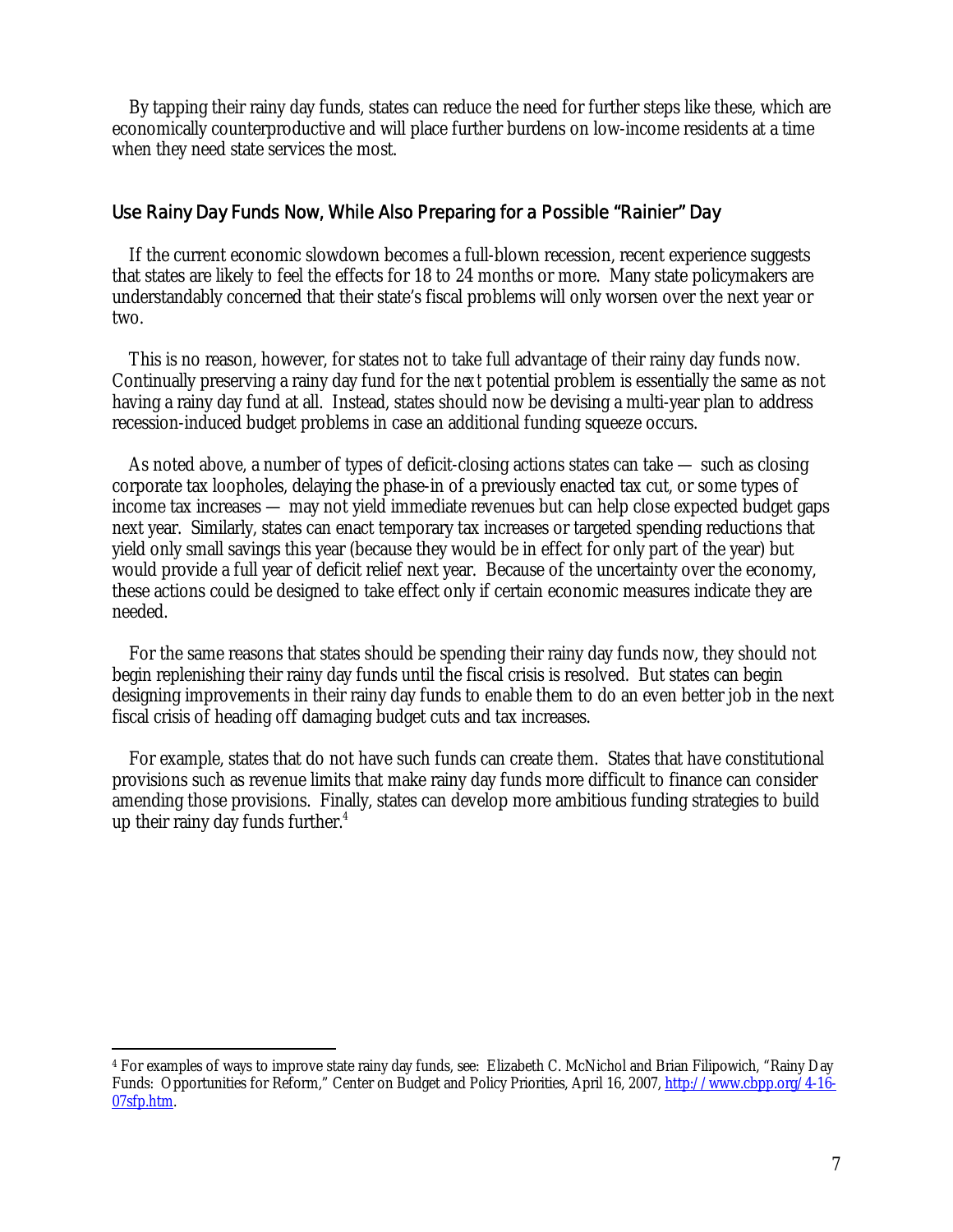By tapping their rainy day funds, states can reduce the need for further steps like these, which are economically counterproductive and will place further burdens on low-income residents at a time when they need state services the most.

## Use Rainy Day Funds Now, While Also Preparing for a Possible "Rainier" Day

If the current economic slowdown becomes a full-blown recession, recent experience suggests that states are likely to feel the effects for 18 to 24 months or more. Many state policymakers are understandably concerned that their state's fiscal problems will only worsen over the next year or two.

This is no reason, however, for states not to take full advantage of their rainy day funds now. Continually preserving a rainy day fund for the *next* potential problem is essentially the same as not having a rainy day fund at all. Instead, states should now be devising a multi-year plan to address recession-induced budget problems in case an additional funding squeeze occurs.

As noted above, a number of types of deficit-closing actions states can take — such as closing corporate tax loopholes, delaying the phase-in of a previously enacted tax cut, or some types of income tax increases — may not yield immediate revenues but can help close expected budget gaps next year. Similarly, states can enact temporary tax increases or targeted spending reductions that yield only small savings this year (because they would be in effect for only part of the year) but would provide a full year of deficit relief next year. Because of the uncertainty over the economy, these actions could be designed to take effect only if certain economic measures indicate they are needed.

For the same reasons that states should be spending their rainy day funds now, they should not begin replenishing their rainy day funds until the fiscal crisis is resolved. But states can begin designing improvements in their rainy day funds to enable them to do an even better job in the next fiscal crisis of heading off damaging budget cuts and tax increases.

For example, states that do not have such funds can create them. States that have constitutional provisions such as revenue limits that make rainy day funds more difficult to finance can consider amending those provisions. Finally, states can develop more ambitious funding strategies to build up their rainy day funds further.[4]

---

[4] For examples of ways to improve state rainy day funds, see: Elizabeth C. McNichol and Brian Filipowich, "Rainy Day Funds: Opportunities for Reform," Center on Budget and Policy Priorities, April 16, 2007, http://www.cbpp.org/4-16-07sfp.htm.